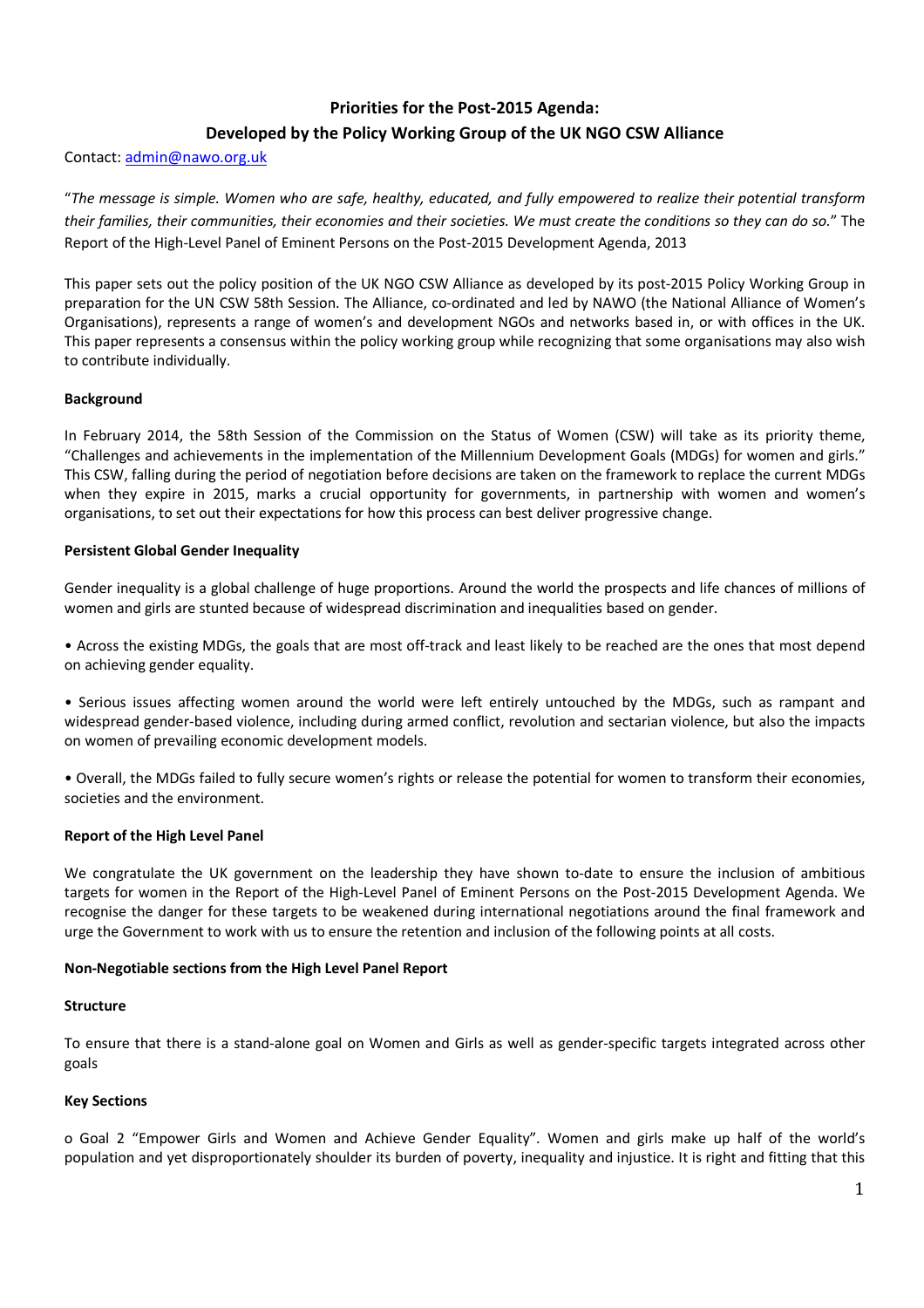# Priorities for the Post-2015 Agenda:

## Developed by the Policy Working Group of the UK NGO CSW Alliance

Contact: admin@nawo.org.uk

"*The message is simple. Women who are safe, healthy, educated, and fully empowered to realize their potential transform their families, their communities, their economies and their societies. We must create the conditions so they can do so.*" The Report of the High-Level Panel of Eminent Persons on the Post-2015 Development Agenda, 2013

This paper sets out the policy position of the UK NGO CSW Alliance as developed by its post-2015 Policy Working Group in preparation for the UN CSW 58th Session. The Alliance, co-ordinated and led by NAWO (the National Alliance of Women's Organisations), represents a range of women's and development NGOs and networks based in, or with offices in the UK. This paper represents a consensus within the policy working group while recognizing that some organisations may also wish to contribute individually.

**Background**

In February 2014, the 58th Session of the Commission on the Status of Women (CSW) will take as its priority theme, "Challenges and achievements in the implementation of the Millennium Development Goals (MDGs) for women and girls." This CSW, falling during the period of negotiation before decisions are taken on the framework to replace the current MDGs when they expire in 2015, marks a crucial opportunity for governments, in partnership with women and women's organisations, to set out their expectations for how this process can best deliver progressive change.

**Persistent Global Gender Inequality**

Gender inequality is a global challenge of huge proportions. Around the world the prospects and life chances of millions of women and girls are stunted because of widespread discrimination and inequalities based on gender.

- Across the existing MDGs, the goals that are most off-track and least likely to be reached are the ones that most depend on achieving gender equality.

- Serious issues affecting women around the world were left entirely untouched by the MDGs, such as rampant and widespread gender-based violence, including during armed conflict, revolution and sectarian violence, but also the impacts on women of prevailing economic development models.

- Overall, the MDGs failed to fully secure women's rights or release the potential for women to transform their economies, societies and the environment.

**Report of the High Level Panel**

We congratulate the UK government on the leadership they have shown to-date to ensure the inclusion of ambitious targets for women in the Report of the High-Level Panel of Eminent Persons on the Post-2015 Development Agenda. We recognise the danger for these targets to be weakened during international negotiations around the final framework and urge the Government to work with us to ensure the retention and inclusion of the following points at all costs.

**Non-Negotiable sections from the High Level Panel Report**

**Structure**

To ensure that there is a stand-alone goal on Women and Girls as well as gender-specific targets integrated across other goals

**Key Sections**

- Goal 2 "Empower Girls and Women and Achieve Gender Equality". Women and girls make up half of the world's population and yet disproportionately shoulder its burden of poverty, inequality and injustice. It is right and fitting that this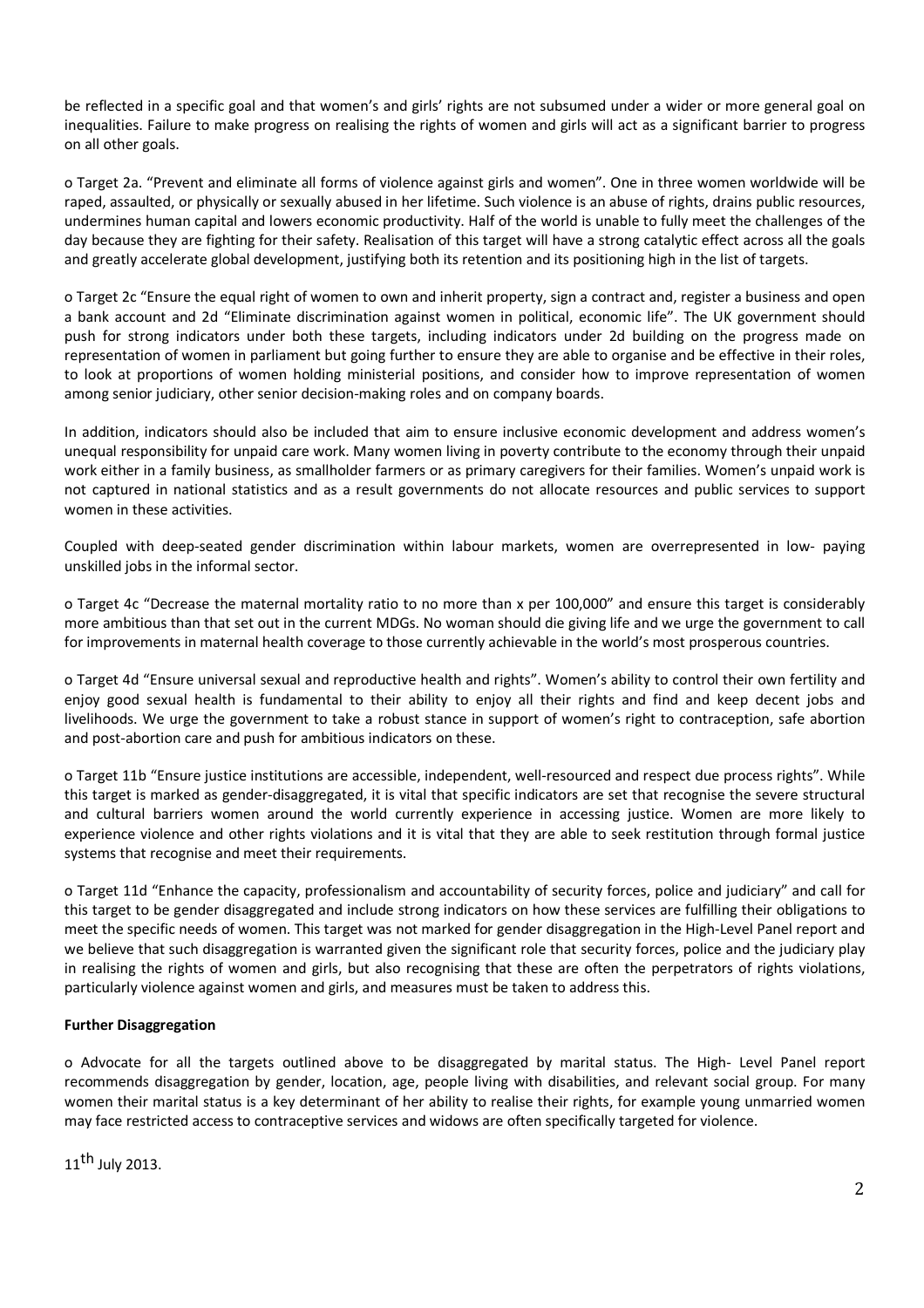be reflected in a specific goal and that women's and girls' rights are not subsumed under a wider or more general goal on inequalities. Failure to make progress on realising the rights of women and girls will act as a significant barrier to progress on all other goals.

o Target 2a. "Prevent and eliminate all forms of violence against girls and women". One in three women worldwide will be raped, assaulted, or physically or sexually abused in her lifetime. Such violence is an abuse of rights, drains public resources, undermines human capital and lowers economic productivity. Half of the world is unable to fully meet the challenges of the day because they are fighting for their safety. Realisation of this target will have a strong catalytic effect across all the goals and greatly accelerate global development, justifying both its retention and its positioning high in the list of targets.

o Target 2c "Ensure the equal right of women to own and inherit property, sign a contract and, register a business and open a bank account and 2d "Eliminate discrimination against women in political, economic life". The UK government should push for strong indicators under both these targets, including indicators under 2d building on the progress made on representation of women in parliament but going further to ensure they are able to organise and be effective in their roles, to look at proportions of women holding ministerial positions, and consider how to improve representation of women among senior judiciary, other senior decision-making roles and on company boards.

In addition, indicators should also be included that aim to ensure inclusive economic development and address women's unequal responsibility for unpaid care work. Many women living in poverty contribute to the economy through their unpaid work either in a family business, as smallholder farmers or as primary caregivers for their families. Women's unpaid work is not captured in national statistics and as a result governments do not allocate resources and public services to support women in these activities.

Coupled with deep-seated gender discrimination within labour markets, women are overrepresented in low- paying unskilled jobs in the informal sector.

o Target 4c "Decrease the maternal mortality ratio to no more than x per 100,000" and ensure this target is considerably more ambitious than that set out in the current MDGs. No woman should die giving life and we urge the government to call for improvements in maternal health coverage to those currently achievable in the world's most prosperous countries.

o Target 4d "Ensure universal sexual and reproductive health and rights". Women's ability to control their own fertility and enjoy good sexual health is fundamental to their ability to enjoy all their rights and find and keep decent jobs and livelihoods. We urge the government to take a robust stance in support of women's right to contraception, safe abortion and post-abortion care and push for ambitious indicators on these.

o Target 11b "Ensure justice institutions are accessible, independent, well-resourced and respect due process rights". While this target is marked as gender-disaggregated, it is vital that specific indicators are set that recognise the severe structural and cultural barriers women around the world currently experience in accessing justice. Women are more likely to experience violence and other rights violations and it is vital that they are able to seek restitution through formal justice systems that recognise and meet their requirements.

o Target 11d "Enhance the capacity, professionalism and accountability of security forces, police and judiciary" and call for this target to be gender disaggregated and include strong indicators on how these services are fulfilling their obligations to meet the specific needs of women. This target was not marked for gender disaggregation in the High-Level Panel report and we believe that such disaggregation is warranted given the significant role that security forces, police and the judiciary play in realising the rights of women and girls, but also recognising that these are often the perpetrators of rights violations, particularly violence against women and girls, and measures must be taken to address this.

**Further Disaggregation**

o Advocate for all the targets outlined above to be disaggregated by marital status. The High- Level Panel report recommends disaggregation by gender, location, age, people living with disabilities, and relevant social group. For many women their marital status is a key determinant of her ability to realise their rights, for example young unmarried women may face restricted access to contraceptive services and widows are often specifically targeted for violence.

11th July 2013.